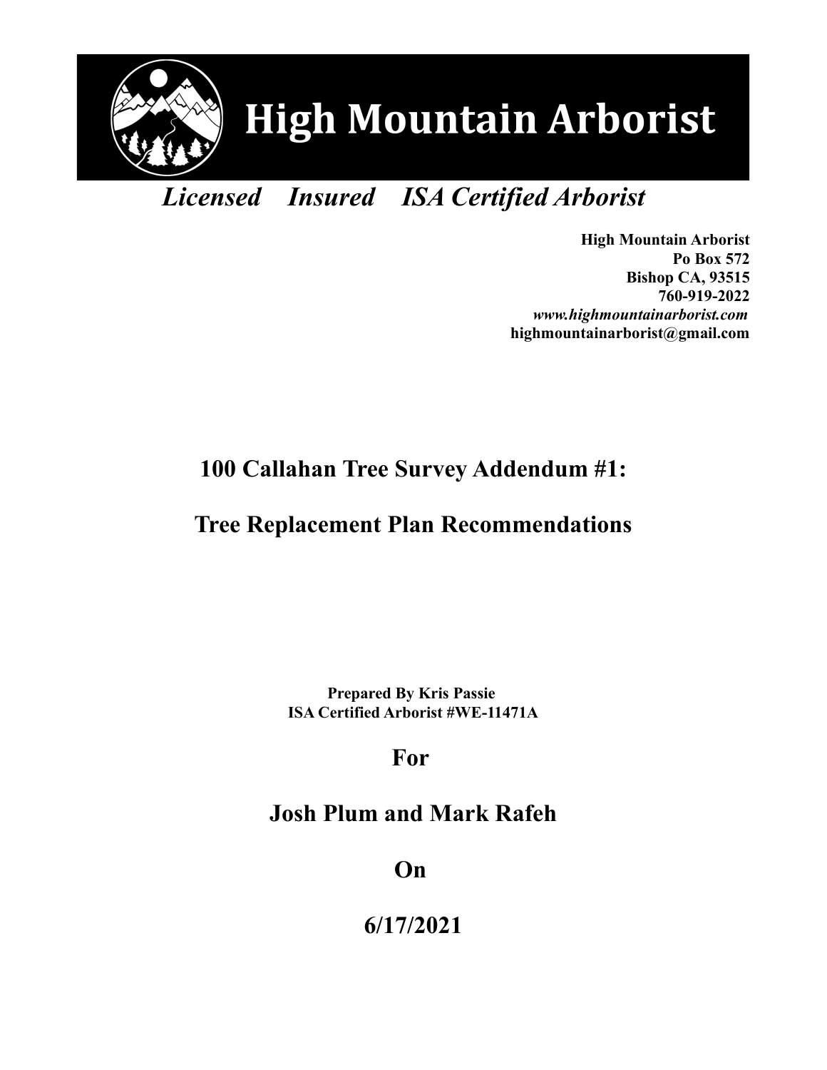# High Mountain Arborist

*Licensed    Insured    ISA Certified Arborist*

**High Mountain Arborist**
**Po Box 572**
**Bishop CA, 93515**
**760-919-2022**
***www.highmountainarborist.com***
**highmountainarborist@gmail.com**

## 100 Callahan Tree Survey Addendum #1:

## Tree Replacement Plan Recommendations

**Prepared By Kris Passie**
**ISA Certified Arborist #WE-11471A**

## For

## Josh Plum and Mark Rafeh

## On

## 6/17/2021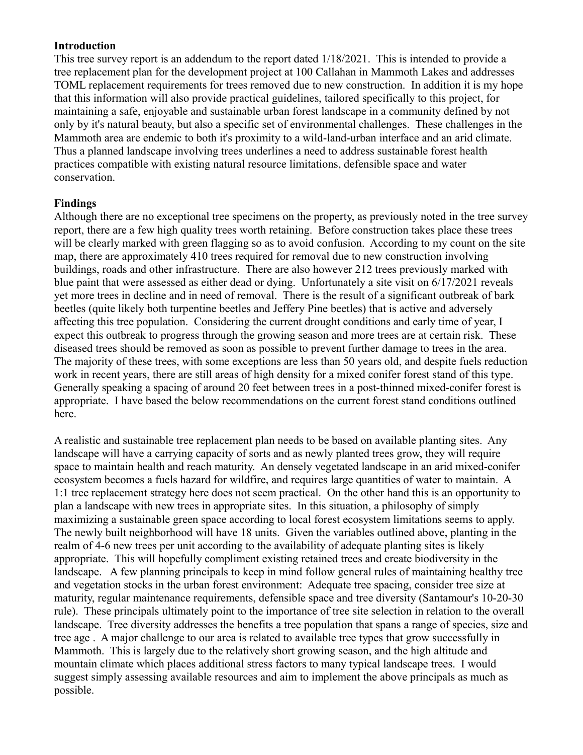**Introduction**

This tree survey report is an addendum to the report dated 1/18/2021. This is intended to provide a tree replacement plan for the development project at 100 Callahan in Mammoth Lakes and addresses TOML replacement requirements for trees removed due to new construction. In addition it is my hope that this information will also provide practical guidelines, tailored specifically to this project, for maintaining a safe, enjoyable and sustainable urban forest landscape in a community defined by not only by it's natural beauty, but also a specific set of environmental challenges. These challenges in the Mammoth area are endemic to both it's proximity to a wild-land-urban interface and an arid climate. Thus a planned landscape involving trees underlines a need to address sustainable forest health practices compatible with existing natural resource limitations, defensible space and water conservation.

**Findings**

Although there are no exceptional tree specimens on the property, as previously noted in the tree survey report, there are a few high quality trees worth retaining. Before construction takes place these trees will be clearly marked with green flagging so as to avoid confusion. According to my count on the site map, there are approximately 410 trees required for removal due to new construction involving buildings, roads and other infrastructure. There are also however 212 trees previously marked with blue paint that were assessed as either dead or dying. Unfortunately a site visit on 6/17/2021 reveals yet more trees in decline and in need of removal. There is the result of a significant outbreak of bark beetles (quite likely both turpentine beetles and Jeffery Pine beetles) that is active and adversely affecting this tree population. Considering the current drought conditions and early time of year, I expect this outbreak to progress through the growing season and more trees are at certain risk. These diseased trees should be removed as soon as possible to prevent further damage to trees in the area. The majority of these trees, with some exceptions are less than 50 years old, and despite fuels reduction work in recent years, there are still areas of high density for a mixed conifer forest stand of this type. Generally speaking a spacing of around 20 feet between trees in a post-thinned mixed-conifer forest is appropriate. I have based the below recommendations on the current forest stand conditions outlined here.

A realistic and sustainable tree replacement plan needs to be based on available planting sites. Any landscape will have a carrying capacity of sorts and as newly planted trees grow, they will require space to maintain health and reach maturity. An densely vegetated landscape in an arid mixed-conifer ecosystem becomes a fuels hazard for wildfire, and requires large quantities of water to maintain. A 1:1 tree replacement strategy here does not seem practical. On the other hand this is an opportunity to plan a landscape with new trees in appropriate sites. In this situation, a philosophy of simply maximizing a sustainable green space according to local forest ecosystem limitations seems to apply. The newly built neighborhood will have 18 units. Given the variables outlined above, planting in the realm of 4-6 new trees per unit according to the availability of adequate planting sites is likely appropriate. This will hopefully compliment existing retained trees and create biodiversity in the landscape. A few planning principals to keep in mind follow general rules of maintaining healthy tree and vegetation stocks in the urban forest environment: Adequate tree spacing, consider tree size at maturity, regular maintenance requirements, defensible space and tree diversity (Santamour's 10-20-30 rule). These principals ultimately point to the importance of tree site selection in relation to the overall landscape. Tree diversity addresses the benefits a tree population that spans a range of species, size and tree age . A major challenge to our area is related to available tree types that grow successfully in Mammoth. This is largely due to the relatively short growing season, and the high altitude and mountain climate which places additional stress factors to many typical landscape trees. I would suggest simply assessing available resources and aim to implement the above principals as much as possible.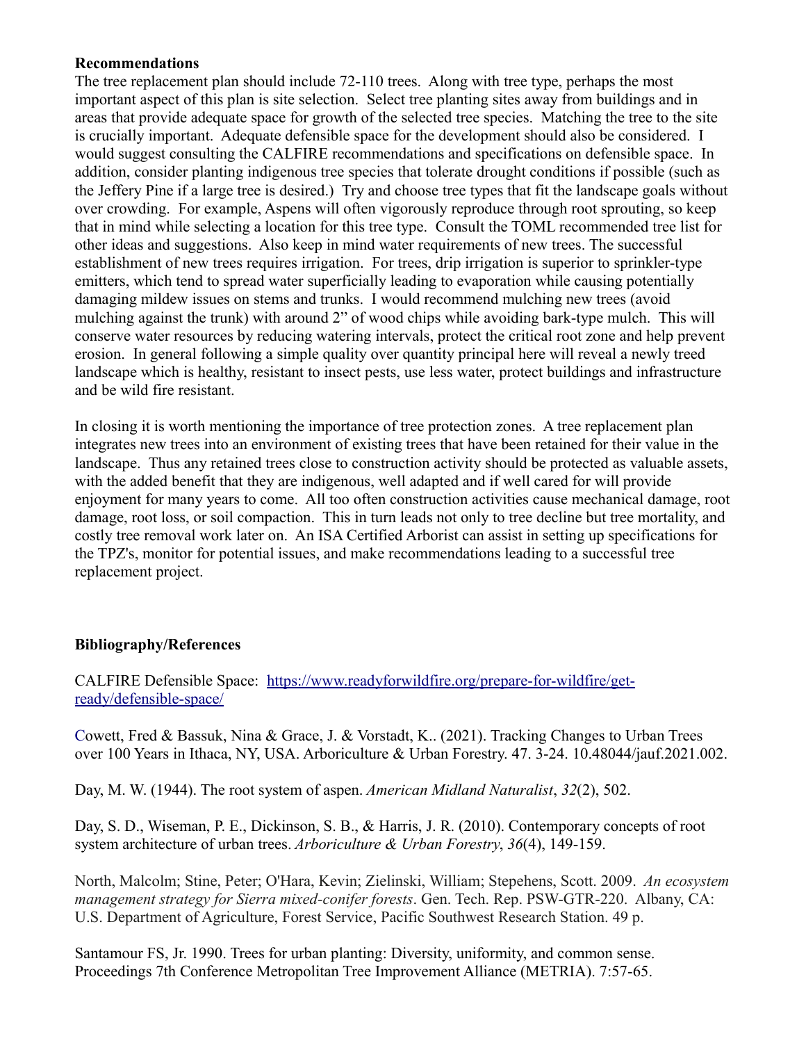**Recommendations**

The tree replacement plan should include 72-110 trees. Along with tree type, perhaps the most important aspect of this plan is site selection. Select tree planting sites away from buildings and in areas that provide adequate space for growth of the selected tree species. Matching the tree to the site is crucially important. Adequate defensible space for the development should also be considered. I would suggest consulting the CALFIRE recommendations and specifications on defensible space. In addition, consider planting indigenous tree species that tolerate drought conditions if possible (such as the Jeffery Pine if a large tree is desired.) Try and choose tree types that fit the landscape goals without over crowding. For example, Aspens will often vigorously reproduce through root sprouting, so keep that in mind while selecting a location for this tree type. Consult the TOML recommended tree list for other ideas and suggestions. Also keep in mind water requirements of new trees. The successful establishment of new trees requires irrigation. For trees, drip irrigation is superior to sprinkler-type emitters, which tend to spread water superficially leading to evaporation while causing potentially damaging mildew issues on stems and trunks. I would recommend mulching new trees (avoid mulching against the trunk) with around 2" of wood chips while avoiding bark-type mulch. This will conserve water resources by reducing watering intervals, protect the critical root zone and help prevent erosion. In general following a simple quality over quantity principal here will reveal a newly treed landscape which is healthy, resistant to insect pests, use less water, protect buildings and infrastructure and be wild fire resistant.

In closing it is worth mentioning the importance of tree protection zones. A tree replacement plan integrates new trees into an environment of existing trees that have been retained for their value in the landscape. Thus any retained trees close to construction activity should be protected as valuable assets, with the added benefit that they are indigenous, well adapted and if well cared for will provide enjoyment for many years to come. All too often construction activities cause mechanical damage, root damage, root loss, or soil compaction. This in turn leads not only to tree decline but tree mortality, and costly tree removal work later on. An ISA Certified Arborist can assist in setting up specifications for the TPZ's, monitor for potential issues, and make recommendations leading to a successful tree replacement project.

**Bibliography/References**

CALFIRE Defensible Space: [https://www.readyforwildfire.org/prepare-for-wildfire/get-ready/defensible-space/](https://www.readyforwildfire.org/prepare-for-wildfire/get-ready/defensible-space/)

Cowett, Fred & Bassuk, Nina & Grace, J. & Vorstadt, K.. (2021). Tracking Changes to Urban Trees over 100 Years in Ithaca, NY, USA. Arboriculture & Urban Forestry. 47. 3-24. 10.48044/jauf.2021.002.

Day, M. W. (1944). The root system of aspen. *American Midland Naturalist*, *32*(2), 502.

Day, S. D., Wiseman, P. E., Dickinson, S. B., & Harris, J. R. (2010). Contemporary concepts of root system architecture of urban trees. *Arboriculture & Urban Forestry*, *36*(4), 149-159.

North, Malcolm; Stine, Peter; O'Hara, Kevin; Zielinski, William; Stepehens, Scott. 2009. *An ecosystem management strategy for Sierra mixed-conifer forests*. Gen. Tech. Rep. PSW-GTR-220. Albany, CA: U.S. Department of Agriculture, Forest Service, Pacific Southwest Research Station. 49 p.

Santamour FS, Jr. 1990. Trees for urban planting: Diversity, uniformity, and common sense. Proceedings 7th Conference Metropolitan Tree Improvement Alliance (METRIA). 7:57-65.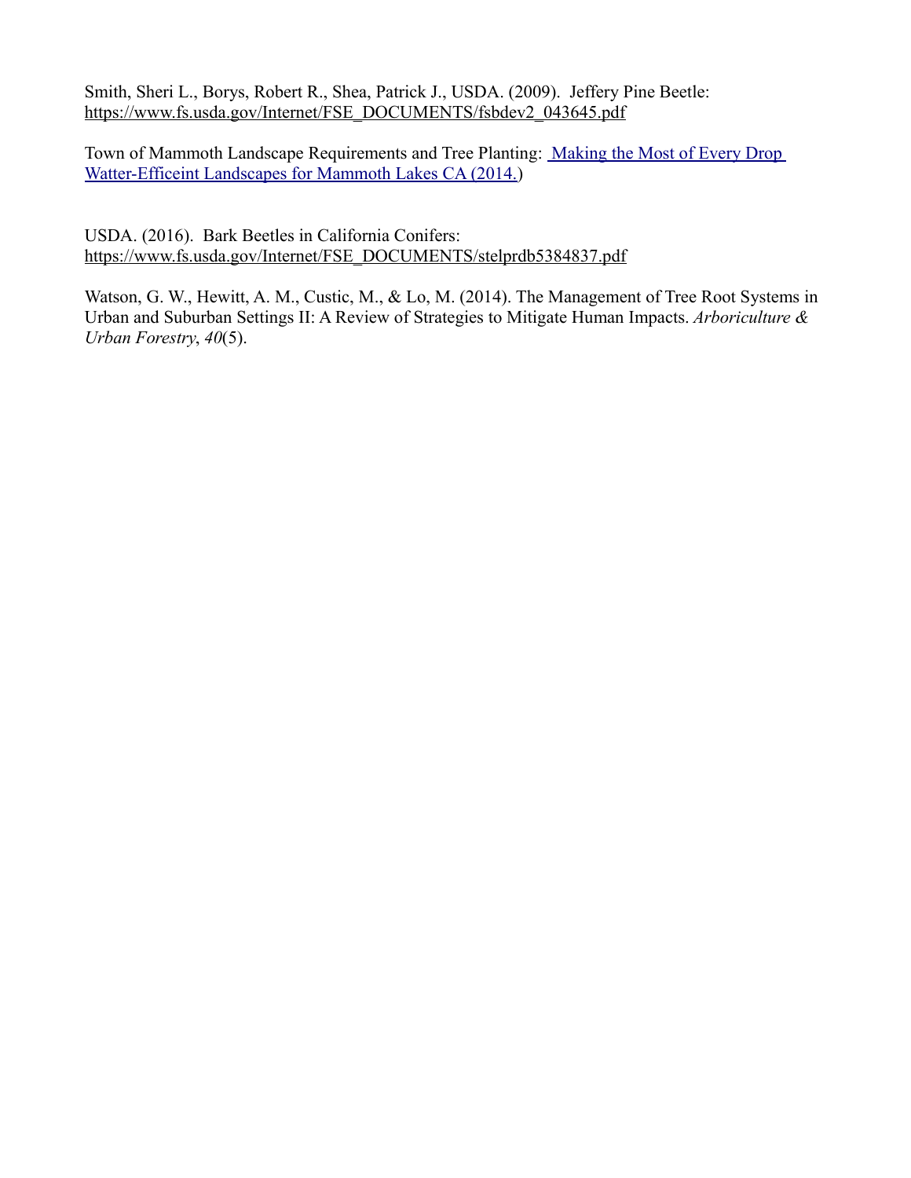Smith, Sheri L., Borys, Robert R., Shea, Patrick J., USDA. (2009). Jeffery Pine Beetle: https://www.fs.usda.gov/Internet/FSE_DOCUMENTS/fsbdev2_043645.pdf

Town of Mammoth Landscape Requirements and Tree Planting: Making the Most of Every Drop Watter-Efficeint Landscapes for Mammoth Lakes CA (2014.)

USDA. (2016). Bark Beetles in California Conifers: https://www.fs.usda.gov/Internet/FSE_DOCUMENTS/stelprdb5384837.pdf

Watson, G. W., Hewitt, A. M., Custic, M., & Lo, M. (2014). The Management of Tree Root Systems in Urban and Suburban Settings II: A Review of Strategies to Mitigate Human Impacts. *Arboriculture & Urban Forestry*, *40*(5).